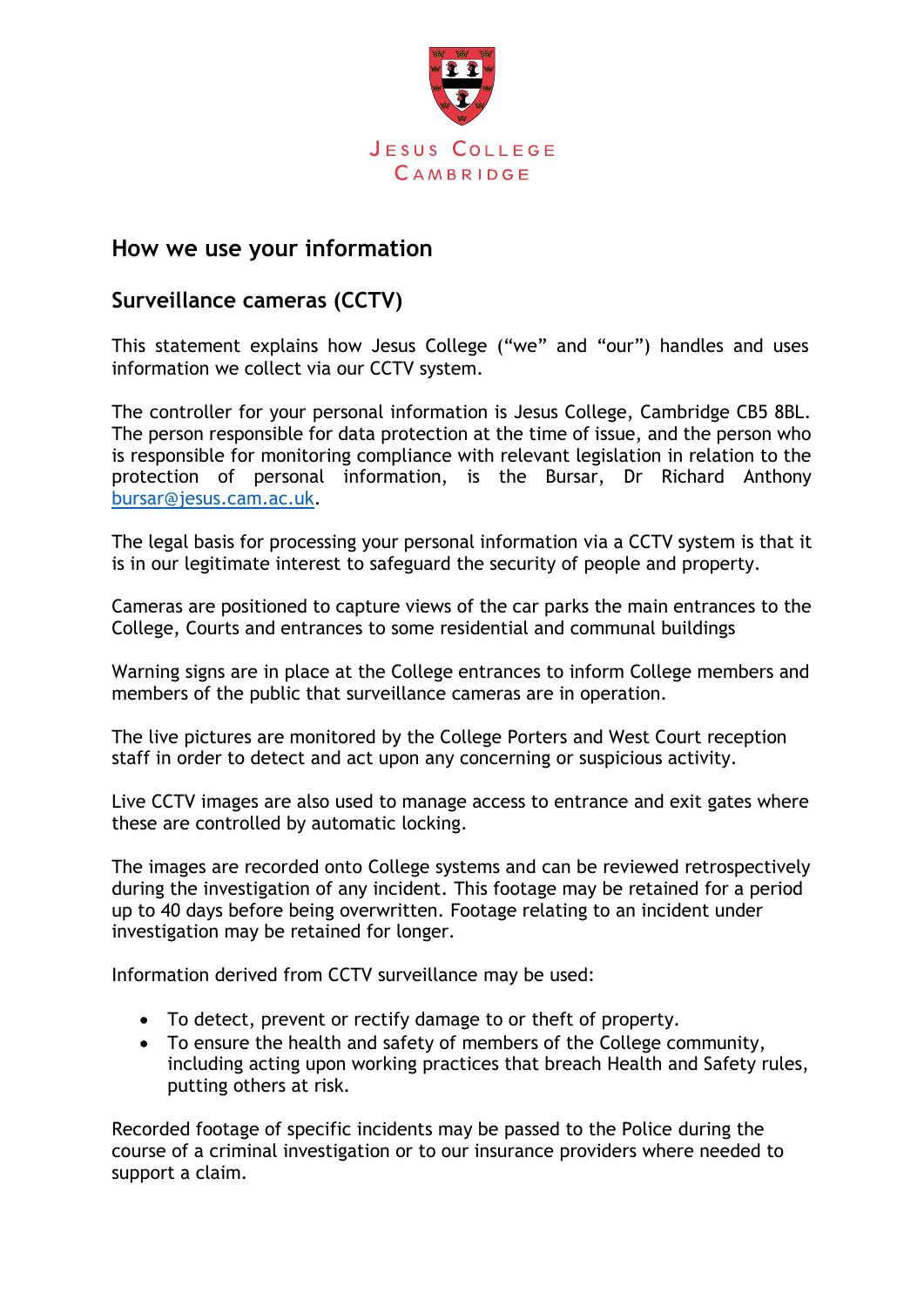Jesus College Cambridge

## How we use your information

## Surveillance cameras (CCTV)

This statement explains how Jesus College ("we" and "our") handles and uses information we collect via our CCTV system.

The controller for your personal information is Jesus College, Cambridge CB5 8BL. The person responsible for data protection at the time of issue, and the person who is responsible for monitoring compliance with relevant legislation in relation to the protection of personal information, is the Bursar, Dr Richard Anthony bursar@jesus.cam.ac.uk.

The legal basis for processing your personal information via a CCTV system is that it is in our legitimate interest to safeguard the security of people and property.

Cameras are positioned to capture views of the car parks the main entrances to the College, Courts and entrances to some residential and communal buildings

Warning signs are in place at the College entrances to inform College members and members of the public that surveillance cameras are in operation.

The live pictures are monitored by the College Porters and West Court reception staff in order to detect and act upon any concerning or suspicious activity.

Live CCTV images are also used to manage access to entrance and exit gates where these are controlled by automatic locking.

The images are recorded onto College systems and can be reviewed retrospectively during the investigation of any incident. This footage may be retained for a period up to 40 days before being overwritten. Footage relating to an incident under investigation may be retained for longer.

Information derived from CCTV surveillance may be used:

- To detect, prevent or rectify damage to or theft of property.
- To ensure the health and safety of members of the College community, including acting upon working practices that breach Health and Safety rules, putting others at risk.

Recorded footage of specific incidents may be passed to the Police during the course of a criminal investigation or to our insurance providers where needed to support a claim.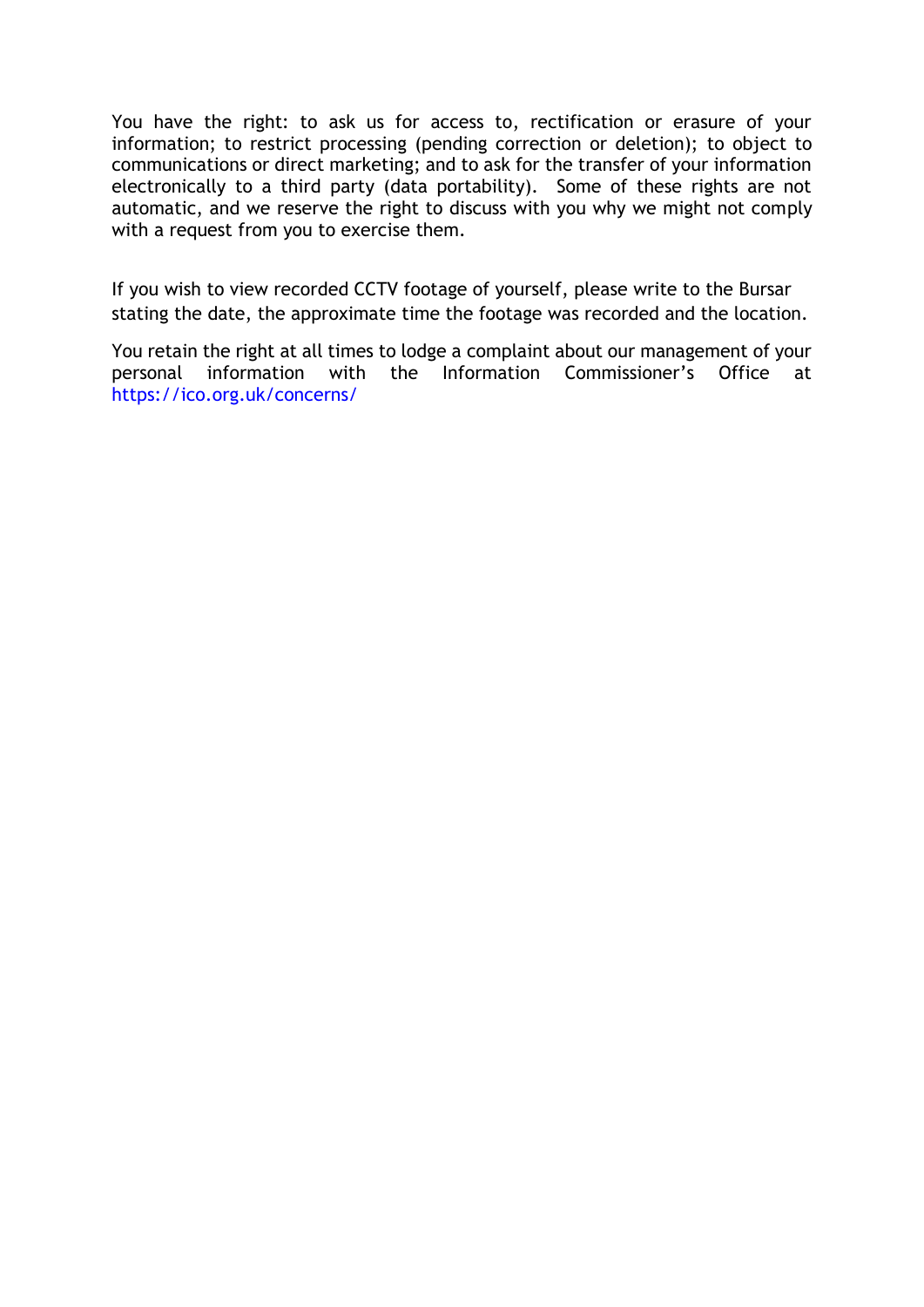You have the right: to ask us for access to, rectification or erasure of your information; to restrict processing (pending correction or deletion); to object to communications or direct marketing; and to ask for the transfer of your information electronically to a third party (data portability). Some of these rights are not automatic, and we reserve the right to discuss with you why we might not comply with a request from you to exercise them.

If you wish to view recorded CCTV footage of yourself, please write to the Bursar stating the date, the approximate time the footage was recorded and the location.

You retain the right at all times to lodge a complaint about our management of your personal information with the Information Commissioner's Office at https://ico.org.uk/concerns/